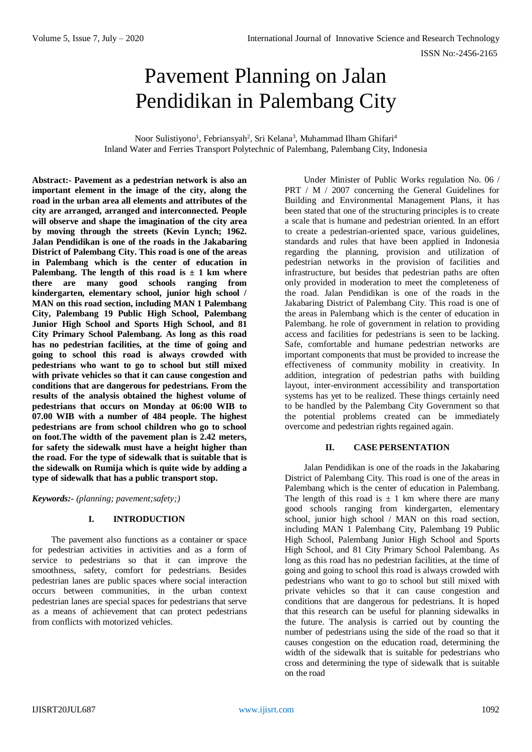# Pavement Planning on Jalan Pendidikan in Palembang City

Noor Sulistiyono[1], Febriansyah[2], Sri Kelana[3], Muhammad Ilham Ghifari[4]
Inland Water and Ferries Transport Polytechnic of Palembang, Palembang City, Indonesia

**Abstract:- Pavement as a pedestrian network is also an important element in the image of the city, along the road in the urban area all elements and attributes of the city are arranged, arranged and interconnected. People will observe and shape the imagination of the city area by moving through the streets (Kevin Lynch; 1962. Jalan Pendidikan is one of the roads in the Jakabaring District of Palembang City. This road is one of the areas in Palembang which is the center of education in Palembang. The length of this road is ± 1 km where there are many good schools ranging from kindergarten, elementary school, junior high school / MAN on this road section, including MAN 1 Palembang City, Palembang 19 Public High School, Palembang Junior High School and Sports High School, and 81 City Primary School Palembang. As long as this road has no pedestrian facilities, at the time of going and going to school this road is always crowded with pedestrians who want to go to school but still mixed with private vehicles so that it can cause congestion and conditions that are dangerous for pedestrians. From the results of the analysis obtained the highest volume of pedestrians that occurs on Monday at 06:00 WIB to 07.00 WIB with a number of 484 people. The highest pedestrians are from school children who go to school on foot.The width of the pavement plan is 2.42 meters, for safety the sidewalk must have a height higher than the road. For the type of sidewalk that is suitable that is the sidewalk on Rumija which is quite wide by adding a type of sidewalk that has a public transport stop.**

***Keywords:-*** *(planning; pavement;safety;)*

## I. INTRODUCTION

The pavement also functions as a container or space for pedestrian activities in activities and as a form of service to pedestrians so that it can improve the smoothness, safety, comfort for pedestrians. Besides pedestrian lanes are public spaces where social interaction occurs between communities, in the urban context pedestrian lanes are special spaces for pedestrians that serve as a means of achievement that can protect pedestrians from conflicts with motorized vehicles.

Under Minister of Public Works regulation No. 06 / PRT / M / 2007 concerning the General Guidelines for Building and Environmental Management Plans, it has been stated that one of the structuring principles is to create a scale that is humane and pedestrian oriented. In an effort to create a pedestrian-oriented space, various guidelines, standards and rules that have been applied in Indonesia regarding the planning, provision and utilization of pedestrian networks in the provision of facilities and infrastructure, but besides that pedestrian paths are often only provided in moderation to meet the completeness of the road. Jalan Pendidikan is one of the roads in the Jakabaring District of Palembang City. This road is one of the areas in Palembang which is the center of education in Palembang. he role of government in relation to providing access and facilities for pedestrians is seen to be lacking. Safe, comfortable and humane pedestrian networks are important components that must be provided to increase the effectiveness of community mobility in creativity. In addition, integration of pedestrian paths with building layout, inter-environment accessibility and transportation systems has yet to be realized. These things certainly need to be handled by the Palembang City Government so that the potential problems created can be immediately overcome and pedestrian rights regained again.

## II. CASE PERSENTATION

Jalan Pendidikan is one of the roads in the Jakabaring District of Palembang City. This road is one of the areas in Palembang which is the center of education in Palembang. The length of this road is ± 1 km where there are many good schools ranging from kindergarten, elementary school, junior high school / MAN on this road section, including MAN 1 Palembang City, Palembang 19 Public High School, Palembang Junior High School and Sports High School, and 81 City Primary School Palembang. As long as this road has no pedestrian facilities, at the time of going and going to school this road is always crowded with pedestrians who want to go to school but still mixed with private vehicles so that it can cause congestion and conditions that are dangerous for pedestrians. It is hoped that this research can be useful for planning sidewalks in the future. The analysis is carried out by counting the number of pedestrians using the side of the road so that it causes congestion on the education road, determining the width of the sidewalk that is suitable for pedestrians who cross and determining the type of sidewalk that is suitable on the road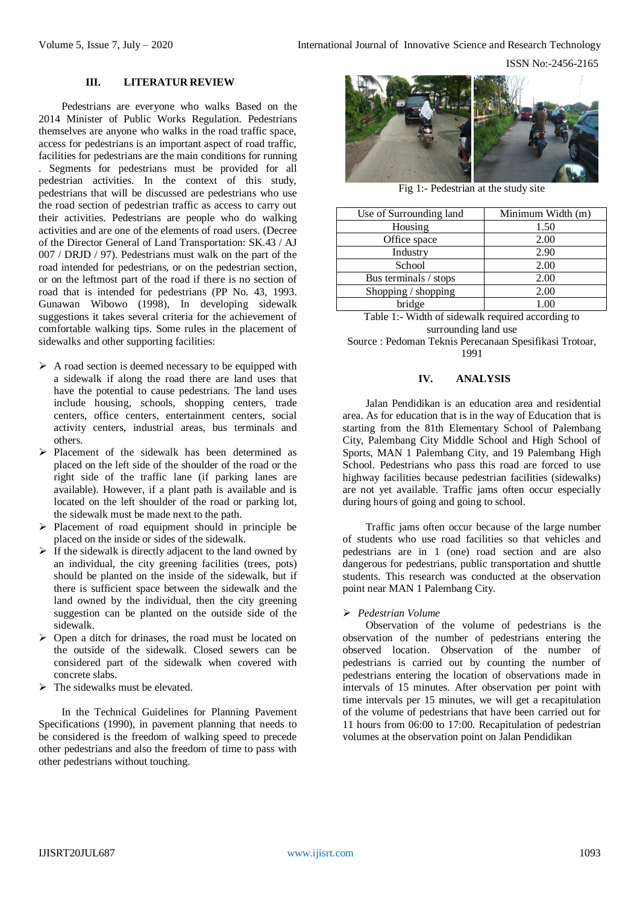## III. LITERATUR REVIEW

Pedestrians are everyone who walks Based on the 2014 Minister of Public Works Regulation. Pedestrians themselves are anyone who walks in the road traffic space, access for pedestrians is an important aspect of road traffic, facilities for pedestrians are the main conditions for running . Segments for pedestrians must be provided for all pedestrian activities. In the context of this study, pedestrians that will be discussed are pedestrians who use the road section of pedestrian traffic as access to carry out their activities. Pedestrians are people who do walking activities and are one of the elements of road users. (Decree of the Director General of Land Transportation: SK.43 / AJ 007 / DRJD / 97). Pedestrians must walk on the part of the road intended for pedestrians, or on the pedestrian section, or on the leftmost part of the road if there is no section of road that is intended for pedestrians (PP No. 43, 1993. Gunawan Wibowo (1998), In developing sidewalk suggestions it takes several criteria for the achievement of comfortable walking tips. Some rules in the placement of sidewalks and other supporting facilities:

- A road section is deemed necessary to be equipped with a sidewalk if along the road there are land uses that have the potential to cause pedestrians. The land uses include housing, schools, shopping centers, trade centers, office centers, entertainment centers, social activity centers, industrial areas, bus terminals and others.
- Placement of the sidewalk has been determined as placed on the left side of the shoulder of the road or the right side of the traffic lane (if parking lanes are available). However, if a plant path is available and is located on the left shoulder of the road or parking lot, the sidewalk must be made next to the path.
- Placement of road equipment should in principle be placed on the inside or sides of the sidewalk.
- If the sidewalk is directly adjacent to the land owned by an individual, the city greening facilities (trees, pots) should be planted on the inside of the sidewalk, but if there is sufficient space between the sidewalk and the land owned by the individual, then the city greening suggestion can be planted on the outside side of the sidewalk.
- Open a ditch for drinases, the road must be located on the outside of the sidewalk. Closed sewers can be considered part of the sidewalk when covered with concrete slabs.
- The sidewalks must be elevated.

In the Technical Guidelines for Planning Pavement Specifications (1990), in pavement planning that needs to be considered is the freedom of walking speed to precede other pedestrians and also the freedom of time to pass with other pedestrians without touching.

Fig 1:- Pedestrian at the study site

| Use of Surrounding land | Minimum Width (m) |
|---|---|
| Housing | 1.50 |
| Office space | 2.00 |
| Industry | 2.90 |
| School | 2.00 |
| Bus terminals / stops | 2.00 |
| Shopping / shopping | 2.00 |
| bridge | 1.00 |

Table 1:- Width of sidewalk required according to surrounding land use

Source : Pedoman Teknis Perecanaan Spesifikasi Trotoar, 1991

## IV. ANALYSIS

Jalan Pendidikan is an education area and residential area. As for education that is in the way of Education that is starting from the 81th Elementary School of Palembang City, Palembang City Middle School and High School of Sports, MAN 1 Palembang City, and 19 Palembang High School. Pedestrians who pass this road are forced to use highway facilities because pedestrian facilities (sidewalks) are not yet available. Traffic jams often occur especially during hours of going and going to school.

Traffic jams often occur because of the large number of students who use road facilities so that vehicles and pedestrians are in 1 (one) road section and are also dangerous for pedestrians, public transportation and shuttle students. This research was conducted at the observation point near MAN 1 Palembang City.

- *Pedestrian Volume*

Observation of the volume of pedestrians is the observation of the number of pedestrians entering the observed location. Observation of the number of pedestrians is carried out by counting the number of pedestrians entering the location of observations made in intervals of 15 minutes. After observation per point with time intervals per 15 minutes, we will get a recapitulation of the volume of pedestrians that have been carried out for 11 hours from 06:00 to 17:00. Recapitulation of pedestrian volumes at the observation point on Jalan Pendidikan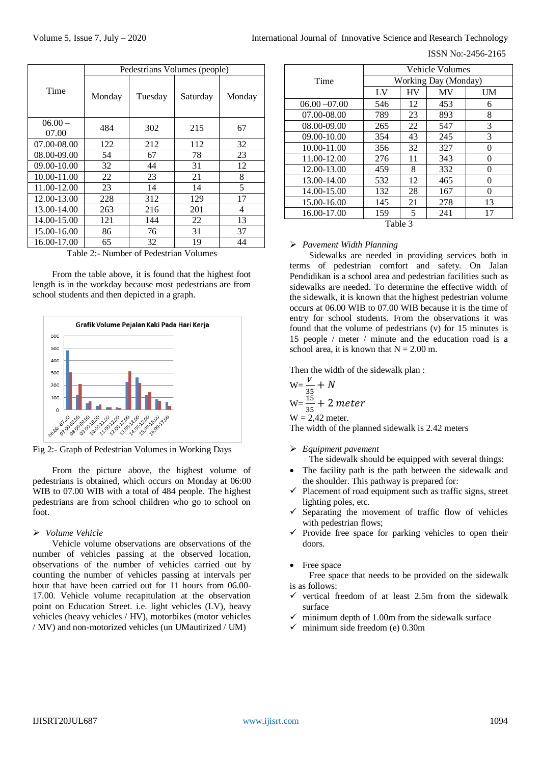| Time | Pedestrians Volumes (people) | | | |
|---|---|---|---|---|
| | Monday | Tuesday | Saturday | Monday |
| 06.00 – 07.00 | 484 | 302 | 215 | 67 |
| 07.00-08.00 | 122 | 212 | 112 | 32 |
| 08.00-09.00 | 54 | 67 | 78 | 23 |
| 09.00-10.00 | 32 | 44 | 31 | 12 |
| 10.00-11.00 | 22 | 23 | 21 | 8 |
| 11.00-12.00 | 23 | 14 | 14 | 5 |
| 12.00-13.00 | 228 | 312 | 129 | 17 |
| 13.00-14.00 | 263 | 216 | 201 | 4 |
| 14.00-15.00 | 121 | 144 | 22 | 13 |
| 15.00-16.00 | 86 | 76 | 31 | 37 |
| 16.00-17.00 | 65 | 32 | 19 | 44 |

Table 2:- Number of Pedestrian Volumes

From the table above, it is found that the highest foot length is in the workday because most pedestrians are from school students and then depicted in a graph.

Grafik Volume Pejalan Kaki Pada Hari Kerja

Fig 2:- Graph of Pedestrian Volumes in Working Days

From the picture above, the highest volume of pedestrians is obtained, which occurs on Monday at 06:00 WIB to 07.00 WIB with a total of 484 people. The highest pedestrians are from school children who go to school on foot.

➢ *Volume Vehicle*

Vehicle volume observations are observations of the number of vehicles passing at the observed location, observations of the number of vehicles carried out by counting the number of vehicles passing at intervals per hour that have been carried out for 11 hours from 06.00-17.00. Vehicle volume recapitulation at the observation point on Education Street. i.e. light vehicles (LV), heavy vehicles (heavy vehicles / HV), motorbikes (motor vehicles / MV) and non-motorized vehicles (un UMautirized / UM)

| Time | Vehicle Volumes | | | |
|---|---|---|---|---|
| | Working Day (Monday) | | | |
| | LV | HV | MV | UM |
| 06.00 –07.00 | 546 | 12 | 453 | 6 |
| 07.00-08.00 | 789 | 23 | 893 | 8 |
| 08.00-09.00 | 265 | 22 | 547 | 3 |
| 09.00-10.00 | 354 | 43 | 245 | 3 |
| 10.00-11.00 | 356 | 32 | 327 | 0 |
| 11.00-12.00 | 276 | 11 | 343 | 0 |
| 12.00-13.00 | 459 | 8 | 332 | 0 |
| 13.00-14.00 | 532 | 12 | 465 | 0 |
| 14.00-15.00 | 132 | 28 | 167 | 0 |
| 15.00-16.00 | 145 | 21 | 278 | 13 |
| 16.00-17.00 | 159 | 5 | 241 | 17 |

Table 3

➢ *Pavement Width Planning*

Sidewalks are needed in providing services both in terms of pedestrian comfort and safety. On Jalan Pendidikan is a school area and pedestrian facilities such as sidewalks are needed. To determine the effective width of the sidewalk, it is known that the highest pedestrian volume occurs at 06.00 WIB to 07.00 WIB because it is the time of entry for school students. From the observations it was found that the volume of pedestrians (v) for 15 minutes is 15 people / meter / minute and the education road is a school area, it is known that N = 2.00 m.

Then the width of the sidewalk plan :

$$W = \frac{V}{35} + N$$

$$W = \frac{15}{35} + 2\ meter$$

W = 2,42 meter.

The width of the planned sidewalk is 2.42 meters

➢ *Equipment pavement*

The sidewalk should be equipped with several things:

- The facility path is the path between the sidewalk and the shoulder. This pathway is prepared for:
  - ✓ Placement of road equipment such as traffic signs, street lighting poles, etc.
  - ✓ Separating the movement of traffic flow of vehicles with pedestrian flows;
  - ✓ Provide free space for parking vehicles to open their doors.

- Free space

Free space that needs to be provided on the sidewalk is as follows:

- ✓ vertical freedom of at least 2.5m from the sidewalk surface
- ✓ minimum depth of 1.00m from the sidewalk surface
- ✓ minimum side freedom (e) 0.30m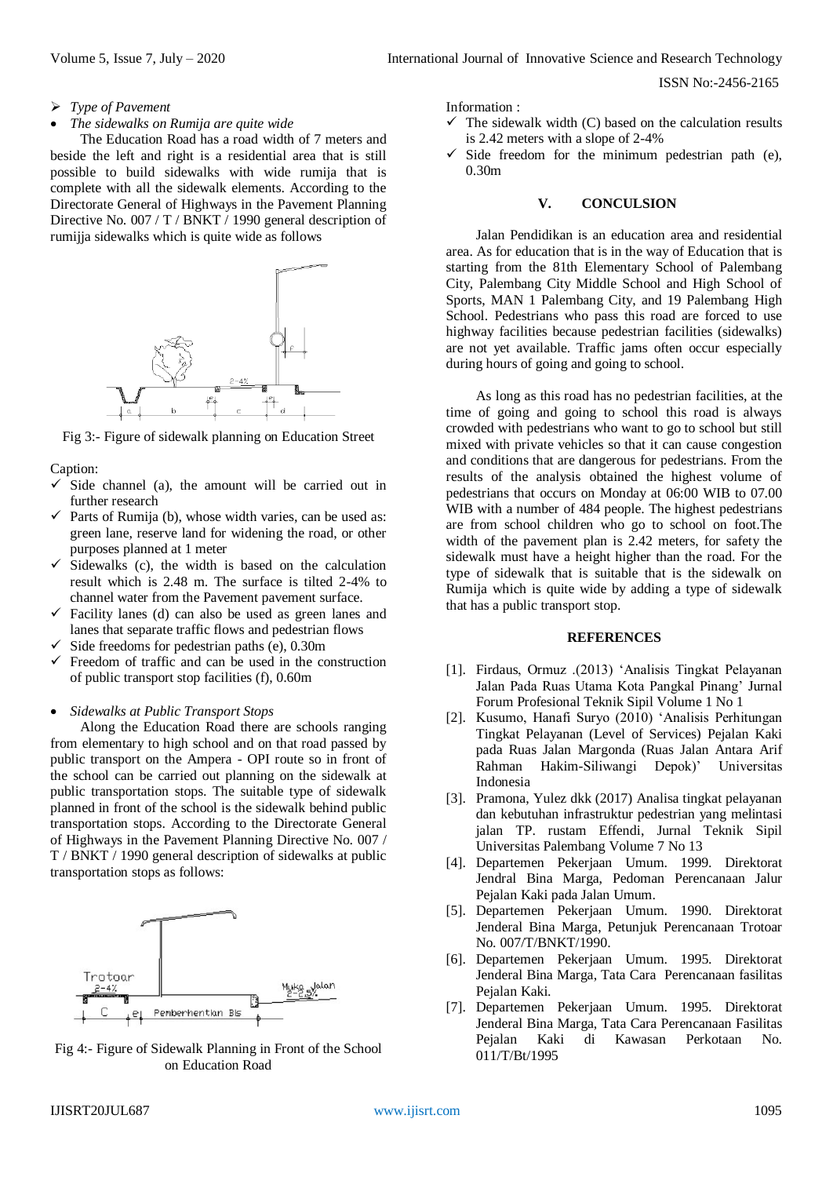- ➢ *Type of Pavement*
- *The sidewalks on Rumija are quite wide*

The Education Road has a road width of 7 meters and beside the left and right is a residential area that is still possible to build sidewalks with wide rumija that is complete with all the sidewalk elements. According to the Directorate General of Highways in the Pavement Planning Directive No. 007 / T / BNKT / 1990 general description of rumijja sidewalks which is quite wide as follows

2-4%

a b c d e e f

Fig 3:- Figure of sidewalk planning on Education Street

Caption:

- ✓ Side channel (a), the amount will be carried out in further research
- ✓ Parts of Rumija (b), whose width varies, can be used as: green lane, reserve land for widening the road, or other purposes planned at 1 meter
- ✓ Sidewalks (c), the width is based on the calculation result which is 2.48 m. The surface is tilted 2-4% to channel water from the Pavement pavement surface.
- ✓ Facility lanes (d) can also be used as green lanes and lanes that separate traffic flows and pedestrian flows
- ✓ Side freedoms for pedestrian paths (e), 0.30m
- ✓ Freedom of traffic and can be used in the construction of public transport stop facilities (f), 0.60m

- *Sidewalks at Public Transport Stops*

Along the Education Road there are schools ranging from elementary to high school and on that road passed by public transport on the Ampera - OPI route so in front of the school can be carried out planning on the sidewalk at public transportation stops. The suitable type of sidewalk planned in front of the school is the sidewalk behind public transportation stops. According to the Directorate General of Highways in the Pavement Planning Directive No. 007 / T / BNKT / 1990 general description of sidewalks at public transportation stops as follows:

Trotoar
2-4%
C e Pemberhentian Bis
Muka Jalan
2-2.5%

Fig 4:- Figure of Sidewalk Planning in Front of the School on Education Road

Information :

- ✓ The sidewalk width (C) based on the calculation results is 2.42 meters with a slope of 2-4%
- ✓ Side freedom for the minimum pedestrian path (e), 0.30m

## V. CONCULSION

Jalan Pendidikan is an education area and residential area. As for education that is in the way of Education that is starting from the 81th Elementary School of Palembang City, Palembang City Middle School and High School of Sports, MAN 1 Palembang City, and 19 Palembang High School. Pedestrians who pass this road are forced to use highway facilities because pedestrian facilities (sidewalks) are not yet available. Traffic jams often occur especially during hours of going and going to school.

As long as this road has no pedestrian facilities, at the time of going and going to school this road is always crowded with pedestrians who want to go to school but still mixed with private vehicles so that it can cause congestion and conditions that are dangerous for pedestrians. From the results of the analysis obtained the highest volume of pedestrians that occurs on Monday at 06:00 WIB to 07.00 WIB with a number of 484 people. The highest pedestrians are from school children who go to school on foot.The width of the pavement plan is 2.42 meters, for safety the sidewalk must have a height higher than the road. For the type of sidewalk that is suitable that is the sidewalk on Rumija which is quite wide by adding a type of sidewalk that has a public transport stop.

## REFERENCES

- [1]. Firdaus, Ormuz .(2013) 'Analisis Tingkat Pelayanan Jalan Pada Ruas Utama Kota Pangkal Pinang' Jurnal Forum Profesional Teknik Sipil Volume 1 No 1
- [2]. Kusumo, Hanafi Suryo (2010) 'Analisis Perhitungan Tingkat Pelayanan (Level of Services) Pejalan Kaki pada Ruas Jalan Margonda (Ruas Jalan Antara Arif Rahman Hakim-Siliwangi Depok)' Universitas Indonesia
- [3]. Pramona, Yulez dkk (2017) Analisa tingkat pelayanan dan kebutuhan infrastruktur pedestrian yang melintasi jalan TP. rustam Effendi, Jurnal Teknik Sipil Universitas Palembang Volume 7 No 13
- [4]. Departemen Pekerjaan Umum. 1999. Direktorat Jendral Bina Marga, Pedoman Perencanaan Jalur Pejalan Kaki pada Jalan Umum.
- [5]. Departemen Pekerjaan Umum. 1990. Direktorat Jenderal Bina Marga, Petunjuk Perencanaan Trotoar No. 007/T/BNKT/1990.
- [6]. Departemen Pekerjaan Umum. 1995. Direktorat Jenderal Bina Marga, Tata Cara Perencanaan fasilitas Pejalan Kaki.
- [7]. Departemen Pekerjaan Umum. 1995. Direktorat Jenderal Bina Marga, Tata Cara Perencanaan Fasilitas Pejalan Kaki di Kawasan Perkotaan No. 011/T/Bt/1995